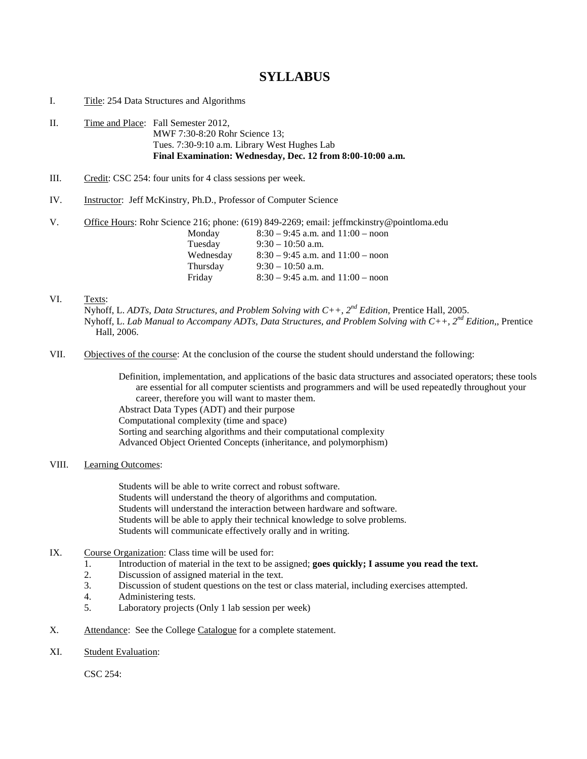# SYLLABUS

I. Title: 254 Data Structures and Algorithms

II. Time and Place: Fall Semester 2012,
MWF 7:30-8:20 Rohr Science 13;
Tues. 7:30-9:10 a.m. Library West Hughes Lab
**Final Examination: Wednesday, Dec. 12 from 8:00-10:00 a.m.**

III. Credit: CSC 254: four units for 4 class sessions per week.

IV. Instructor: Jeff McKinstry, Ph.D., Professor of Computer Science

V. Office Hours: Rohr Science 216; phone: (619) 849-2269; email: jeffmckinstry@pointloma.edu

| | |
|---|---|
| Monday | 8:30 – 9:45 a.m. and 11:00 – noon |
| Tuesday | 9:30 – 10:50 a.m. |
| Wednesday | 8:30 – 9:45 a.m. and 11:00 – noon |
| Thursday | 9:30 – 10:50 a.m. |
| Friday | 8:30 – 9:45 a.m. and 11:00 – noon |

VI. Texts:
Nyhoff, L. *ADTs, Data Structures, and Problem Solving with C++, 2nd Edition*, Prentice Hall, 2005.
Nyhoff, L. *Lab Manual to Accompany ADTs, Data Structures, and Problem Solving with C++, 2nd Edition*,, Prentice Hall, 2006.

VII. Objectives of the course: At the conclusion of the course the student should understand the following:

Definition, implementation, and applications of the basic data structures and associated operators; these tools are essential for all computer scientists and programmers and will be used repeatedly throughout your career, therefore you will want to master them.
Abstract Data Types (ADT) and their purpose
Computational complexity (time and space)
Sorting and searching algorithms and their computational complexity
Advanced Object Oriented Concepts (inheritance, and polymorphism)

VIII. Learning Outcomes:

Students will be able to write correct and robust software.
Students will understand the theory of algorithms and computation.
Students will understand the interaction between hardware and software.
Students will be able to apply their technical knowledge to solve problems.
Students will communicate effectively orally and in writing.

IX. Course Organization: Class time will be used for:

1. Introduction of material in the text to be assigned; **goes quickly; I assume you read the text.**
2. Discussion of assigned material in the text.
3. Discussion of student questions on the test or class material, including exercises attempted.
4. Administering tests.
5. Laboratory projects (Only 1 lab session per week)

X. Attendance: See the College Catalogue for a complete statement.

XI. Student Evaluation:

CSC 254: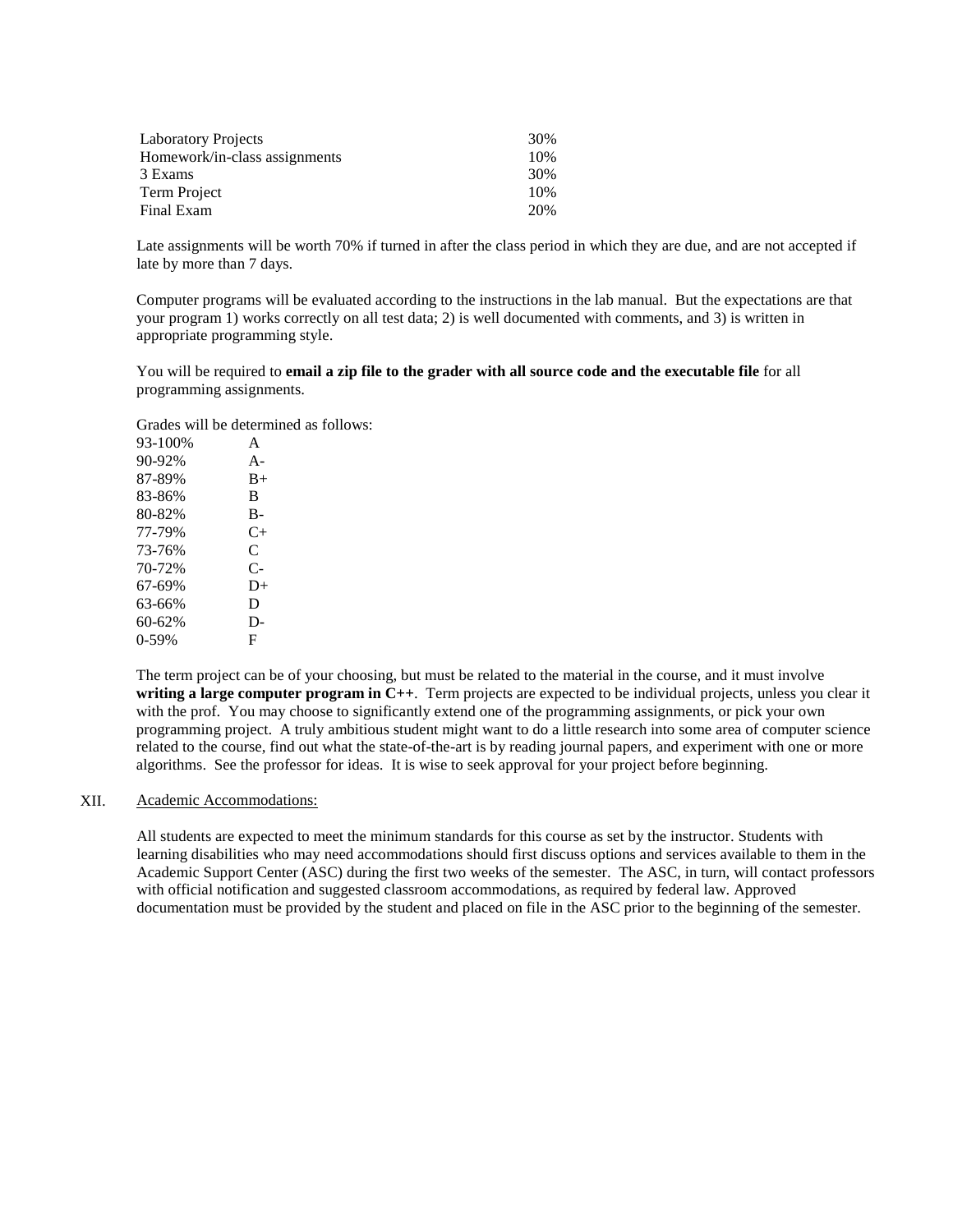| | |
|---|---|
| Laboratory Projects | 30% |
| Homework/in-class assignments | 10% |
| 3 Exams | 30% |
| Term Project | 10% |
| Final Exam | 20% |

Late assignments will be worth 70% if turned in after the class period in which they are due, and are not accepted if late by more than 7 days.

Computer programs will be evaluated according to the instructions in the lab manual. But the expectations are that your program 1) works correctly on all test data; 2) is well documented with comments, and 3) is written in appropriate programming style.

You will be required to **email a zip file to the grader with all source code and the executable file** for all programming assignments.

Grades will be determined as follows:

| | |
|---|---|
| 93-100% | A |
| 90-92% | A- |
| 87-89% | B+ |
| 83-86% | B |
| 80-82% | B- |
| 77-79% | C+ |
| 73-76% | C |
| 70-72% | C- |
| 67-69% | D+ |
| 63-66% | D |
| 60-62% | D- |
| 0-59% | F |

The term project can be of your choosing, but must be related to the material in the course, and it must involve **writing a large computer program in C++**. Term projects are expected to be individual projects, unless you clear it with the prof. You may choose to significantly extend one of the programming assignments, or pick your own programming project. A truly ambitious student might want to do a little research into some area of computer science related to the course, find out what the state-of-the-art is by reading journal papers, and experiment with one or more algorithms. See the professor for ideas. It is wise to seek approval for your project before beginning.

## XII. Academic Accommodations:

All students are expected to meet the minimum standards for this course as set by the instructor. Students with learning disabilities who may need accommodations should first discuss options and services available to them in the Academic Support Center (ASC) during the first two weeks of the semester. The ASC, in turn, will contact professors with official notification and suggested classroom accommodations, as required by federal law. Approved documentation must be provided by the student and placed on file in the ASC prior to the beginning of the semester.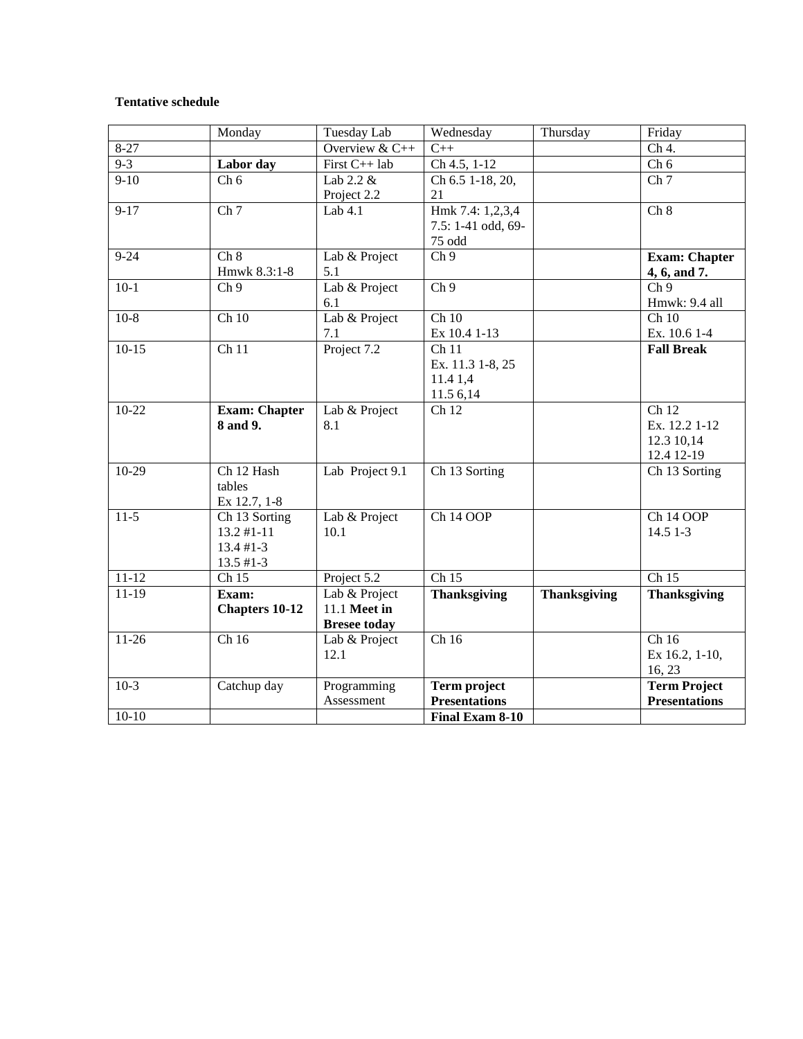**Tentative schedule**

| | Monday | Tuesday Lab | Wednesday | Thursday | Friday |
|---|---|---|---|---|---|
| 8-27 | | Overview & C++ | C++ | | Ch 4. |
| 9-3 | **Labor day** | First C++ lab | Ch 4.5, 1-12 | | Ch 6 |
| 9-10 | Ch 6 | Lab 2.2 & Project 2.2 | Ch 6.5 1-18, 20, 21 | | Ch 7 |
| 9-17 | Ch 7 | Lab 4.1 | Hmk 7.4: 1,2,3,4 7.5: 1-41 odd, 69-75 odd | | Ch 8 |
| 9-24 | Ch 8 Hmwk 8.3:1-8 | Lab & Project 5.1 | Ch 9 | | **Exam: Chapter 4, 6, and 7.** |
| 10-1 | Ch 9 | Lab & Project 6.1 | Ch 9 | | Ch 9 Hmwk: 9.4 all |
| 10-8 | Ch 10 | Lab & Project 7.1 | Ch 10 Ex 10.4 1-13 | | Ch 10 Ex. 10.6 1-4 |
| 10-15 | Ch 11 | Project 7.2 | Ch 11 Ex. 11.3 1-8, 25 11.4 1,4 11.5 6,14 | | **Fall Break** |
| 10-22 | **Exam: Chapter 8 and 9.** | Lab & Project 8.1 | Ch 12 | | Ch 12 Ex. 12.2 1-12 12.3 10,14 12.4 12-19 |
| 10-29 | Ch 12 Hash tables Ex 12.7, 1-8 | Lab Project 9.1 | Ch 13 Sorting | | Ch 13 Sorting |
| 11-5 | Ch 13 Sorting 13.2 #1-11 13.4 #1-3 13.5 #1-3 | Lab & Project 10.1 | Ch 14 OOP | | Ch 14 OOP 14.5 1-3 |
| 11-12 | Ch 15 | Project 5.2 | Ch 15 | | Ch 15 |
| 11-19 | **Exam: Chapters 10-12** | Lab & Project 11.1 **Meet in Bresee today** | **Thanksgiving** | **Thanksgiving** | **Thanksgiving** |
| 11-26 | Ch 16 | Lab & Project 12.1 | Ch 16 | | Ch 16 Ex 16.2, 1-10, 16, 23 |
| 10-3 | Catchup day | Programming Assessment | **Term project Presentations** | | **Term Project Presentations** |
| 10-10 | | | **Final Exam 8-10** | | |